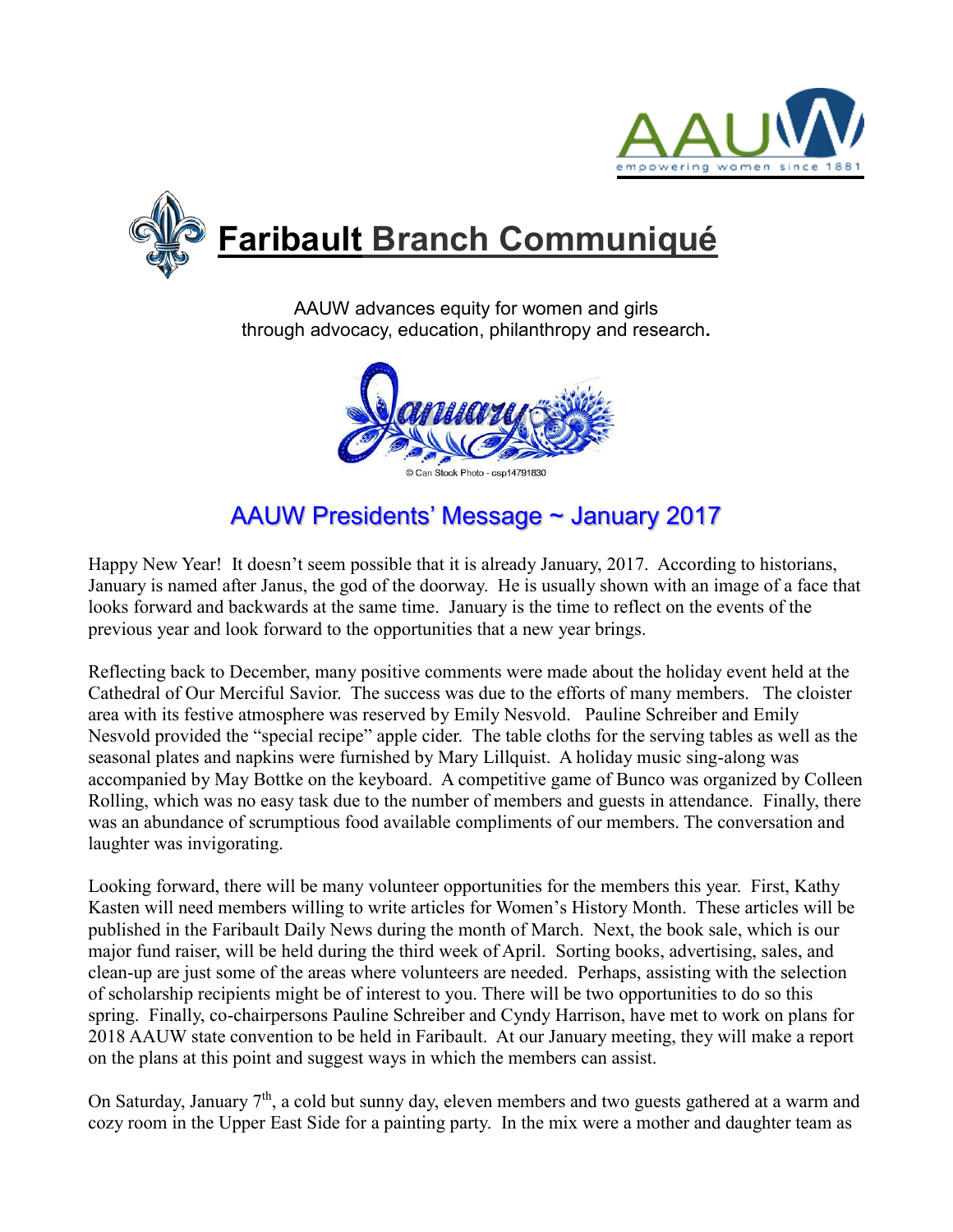# Faribault Branch Communiqué

AAUW advances equity for women and girls through advocacy, education, philanthropy and research.

## AAUW Presidents' Message ~ January 2017

Happy New Year! It doesn't seem possible that it is already January, 2017. According to historians, January is named after Janus, the god of the doorway. He is usually shown with an image of a face that looks forward and backwards at the same time. January is the time to reflect on the events of the previous year and look forward to the opportunities that a new year brings.

Reflecting back to December, many positive comments were made about the holiday event held at the Cathedral of Our Merciful Savior. The success was due to the efforts of many members. The cloister area with its festive atmosphere was reserved by Emily Nesvold. Pauline Schreiber and Emily Nesvold provided the "special recipe" apple cider. The table cloths for the serving tables as well as the seasonal plates and napkins were furnished by Mary Lillquist. A holiday music sing-along was accompanied by May Bottke on the keyboard. A competitive game of Bunco was organized by Colleen Rolling, which was no easy task due to the number of members and guests in attendance. Finally, there was an abundance of scrumptious food available compliments of our members. The conversation and laughter was invigorating.

Looking forward, there will be many volunteer opportunities for the members this year. First, Kathy Kasten will need members willing to write articles for Women's History Month. These articles will be published in the Faribault Daily News during the month of March. Next, the book sale, which is our major fund raiser, will be held during the third week of April. Sorting books, advertising, sales, and clean-up are just some of the areas where volunteers are needed. Perhaps, assisting with the selection of scholarship recipients might be of interest to you. There will be two opportunities to do so this spring. Finally, co-chairpersons Pauline Schreiber and Cyndy Harrison, have met to work on plans for 2018 AAUW state convention to be held in Faribault. At our January meeting, they will make a report on the plans at this point and suggest ways in which the members can assist.

On Saturday, January 7th, a cold but sunny day, eleven members and two guests gathered at a warm and cozy room in the Upper East Side for a painting party. In the mix were a mother and daughter team as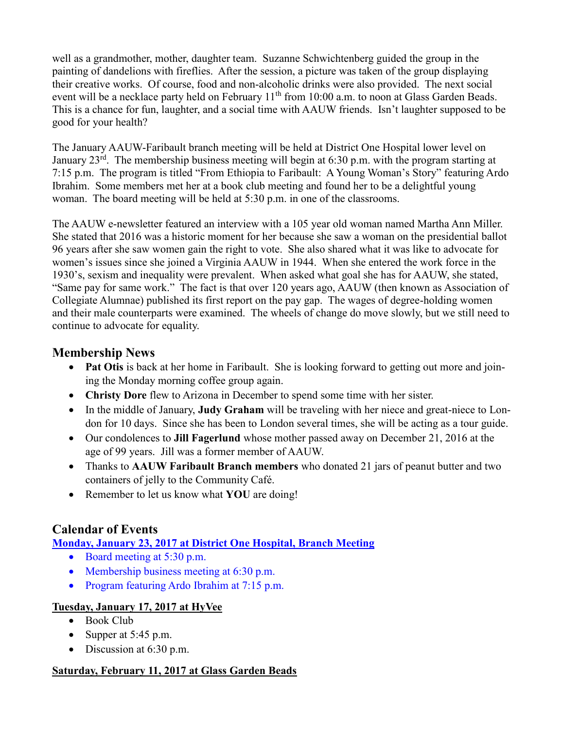well as a grandmother, mother, daughter team. Suzanne Schwichtenberg guided the group in the painting of dandelions with fireflies. After the session, a picture was taken of the group displaying their creative works. Of course, food and non-alcoholic drinks were also provided. The next social event will be a necklace party held on February 11th from 10:00 a.m. to noon at Glass Garden Beads. This is a chance for fun, laughter, and a social time with AAUW friends. Isn't laughter supposed to be good for your health?

The January AAUW-Faribault branch meeting will be held at District One Hospital lower level on January 23rd. The membership business meeting will begin at 6:30 p.m. with the program starting at 7:15 p.m. The program is titled "From Ethiopia to Faribault: A Young Woman's Story" featuring Ardo Ibrahim. Some members met her at a book club meeting and found her to be a delightful young woman. The board meeting will be held at 5:30 p.m. in one of the classrooms.

The AAUW e-newsletter featured an interview with a 105 year old woman named Martha Ann Miller. She stated that 2016 was a historic moment for her because she saw a woman on the presidential ballot 96 years after she saw women gain the right to vote. She also shared what it was like to advocate for women's issues since she joined a Virginia AAUW in 1944. When she entered the work force in the 1930's, sexism and inequality were prevalent. When asked what goal she has for AAUW, she stated, "Same pay for same work." The fact is that over 120 years ago, AAUW (then known as Association of Collegiate Alumnae) published its first report on the pay gap. The wages of degree-holding women and their male counterparts were examined. The wheels of change do move slowly, but we still need to continue to advocate for equality.

## Membership News

- **Pat Otis** is back at her home in Faribault. She is looking forward to getting out more and joining the Monday morning coffee group again.
- **Christy Dore** flew to Arizona in December to spend some time with her sister.
- In the middle of January, **Judy Graham** will be traveling with her niece and great-niece to London for 10 days. Since she has been to London several times, she will be acting as a tour guide.
- Our condolences to **Jill Fagerlund** whose mother passed away on December 21, 2016 at the age of 99 years. Jill was a former member of AAUW.
- Thanks to **AAUW Faribault Branch members** who donated 21 jars of peanut butter and two containers of jelly to the Community Café.
- Remember to let us know what **YOU** are doing!

## Calendar of Events

**Monday, January 23, 2017 at District One Hospital, Branch Meeting**

- Board meeting at 5:30 p.m.
- Membership business meeting at 6:30 p.m.
- Program featuring Ardo Ibrahim at 7:15 p.m.

**Tuesday, January 17, 2017 at HyVee**

- Book Club
- Supper at 5:45 p.m.
- Discussion at 6:30 p.m.

**Saturday, February 11, 2017 at Glass Garden Beads**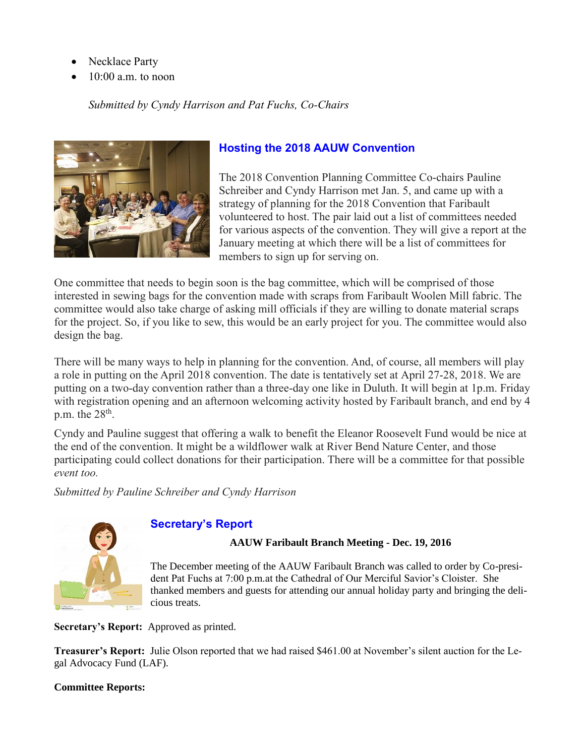- Necklace Party
- 10:00 a.m. to noon

*Submitted by Cyndy Harrison and Pat Fuchs, Co-Chairs*

## Hosting the 2018 AAUW Convention

The 2018 Convention Planning Committee Co-chairs Pauline Schreiber and Cyndy Harrison met Jan. 5, and came up with a strategy of planning for the 2018 Convention that Faribault volunteered to host. The pair laid out a list of committees needed for various aspects of the convention. They will give a report at the January meeting at which there will be a list of committees for members to sign up for serving on.

One committee that needs to begin soon is the bag committee, which will be comprised of those interested in sewing bags for the convention made with scraps from Faribault Woolen Mill fabric. The committee would also take charge of asking mill officials if they are willing to donate material scraps for the project. So, if you like to sew, this would be an early project for you. The committee would also design the bag.

There will be many ways to help in planning for the convention. And, of course, all members will play a role in putting on the April 2018 convention. The date is tentatively set at April 27-28, 2018. We are putting on a two-day convention rather than a three-day one like in Duluth. It will begin at 1p.m. Friday with registration opening and an afternoon welcoming activity hosted by Faribault branch, and end by 4 p.m. the 28th.

Cyndy and Pauline suggest that offering a walk to benefit the Eleanor Roosevelt Fund would be nice at the end of the convention. It might be a wildflower walk at River Bend Nature Center, and those participating could collect donations for their participation. There will be a committee for that possible *event too.*

*Submitted by Pauline Schreiber and Cyndy Harrison*

## Secretary's Report

**AAUW Faribault Branch Meeting - Dec. 19, 2016**

The December meeting of the AAUW Faribault Branch was called to order by Co-president Pat Fuchs at 7:00 p.m.at the Cathedral of Our Merciful Savior's Cloister. She thanked members and guests for attending our annual holiday party and bringing the delicious treats.

**Secretary's Report:** Approved as printed.

**Treasurer's Report:** Julie Olson reported that we had raised $461.00 at November's silent auction for the Legal Advocacy Fund (LAF).

**Committee Reports:**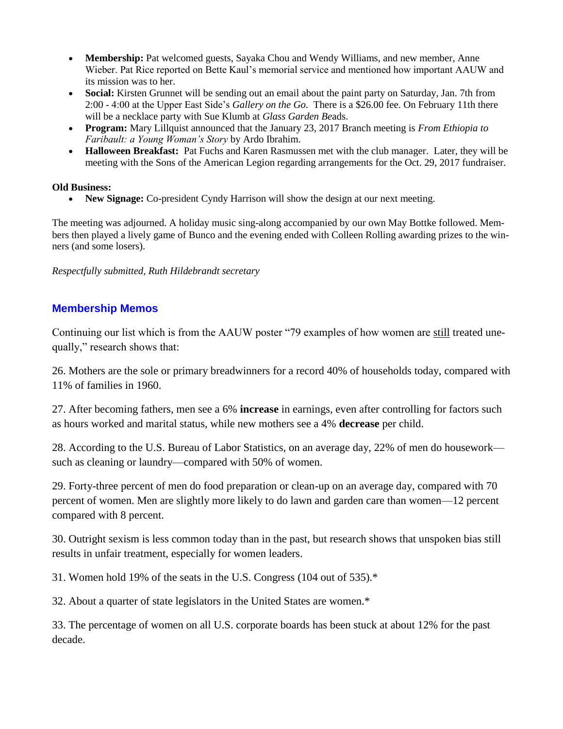- **Membership:** Pat welcomed guests, Sayaka Chou and Wendy Williams, and new member, Anne Wieber. Pat Rice reported on Bette Kaul's memorial service and mentioned how important AAUW and its mission was to her.
- **Social:** Kirsten Grunnet will be sending out an email about the paint party on Saturday, Jan. 7th from 2:00 - 4:00 at the Upper East Side's *Gallery on the Go.* There is a $26.00 fee. On February 11th there will be a necklace party with Sue Klumb at *Glass Garden Be*ads.
- **Program:** Mary Lillquist announced that the January 23, 2017 Branch meeting is *From Ethiopia to Faribault: a Young Woman's Story* by Ardo Ibrahim.
- **Halloween Breakfast:** Pat Fuchs and Karen Rasmussen met with the club manager. Later, they will be meeting with the Sons of the American Legion regarding arrangements for the Oct. 29, 2017 fundraiser.

**Old Business:**

- **New Signage:** Co-president Cyndy Harrison will show the design at our next meeting.

The meeting was adjourned. A holiday music sing-along accompanied by our own May Bottke followed. Members then played a lively game of Bunco and the evening ended with Colleen Rolling awarding prizes to the winners (and some losers).

*Respectfully submitted, Ruth Hildebrandt secretary*

## Membership Memos

Continuing our list which is from the AAUW poster "79 examples of how women are still treated unequally," research shows that:

26. Mothers are the sole or primary breadwinners for a record 40% of households today, compared with 11% of families in 1960.

27. After becoming fathers, men see a 6% **increase** in earnings, even after controlling for factors such as hours worked and marital status, while new mothers see a 4% **decrease** per child.

28. According to the U.S. Bureau of Labor Statistics, on an average day, 22% of men do housework—such as cleaning or laundry—compared with 50% of women.

29. Forty-three percent of men do food preparation or clean-up on an average day, compared with 70 percent of women. Men are slightly more likely to do lawn and garden care than women—12 percent compared with 8 percent.

30. Outright sexism is less common today than in the past, but research shows that unspoken bias still results in unfair treatment, especially for women leaders.

31. Women hold 19% of the seats in the U.S. Congress (104 out of 535).*

32. About a quarter of state legislators in the United States are women.*

33. The percentage of women on all U.S. corporate boards has been stuck at about 12% for the past decade.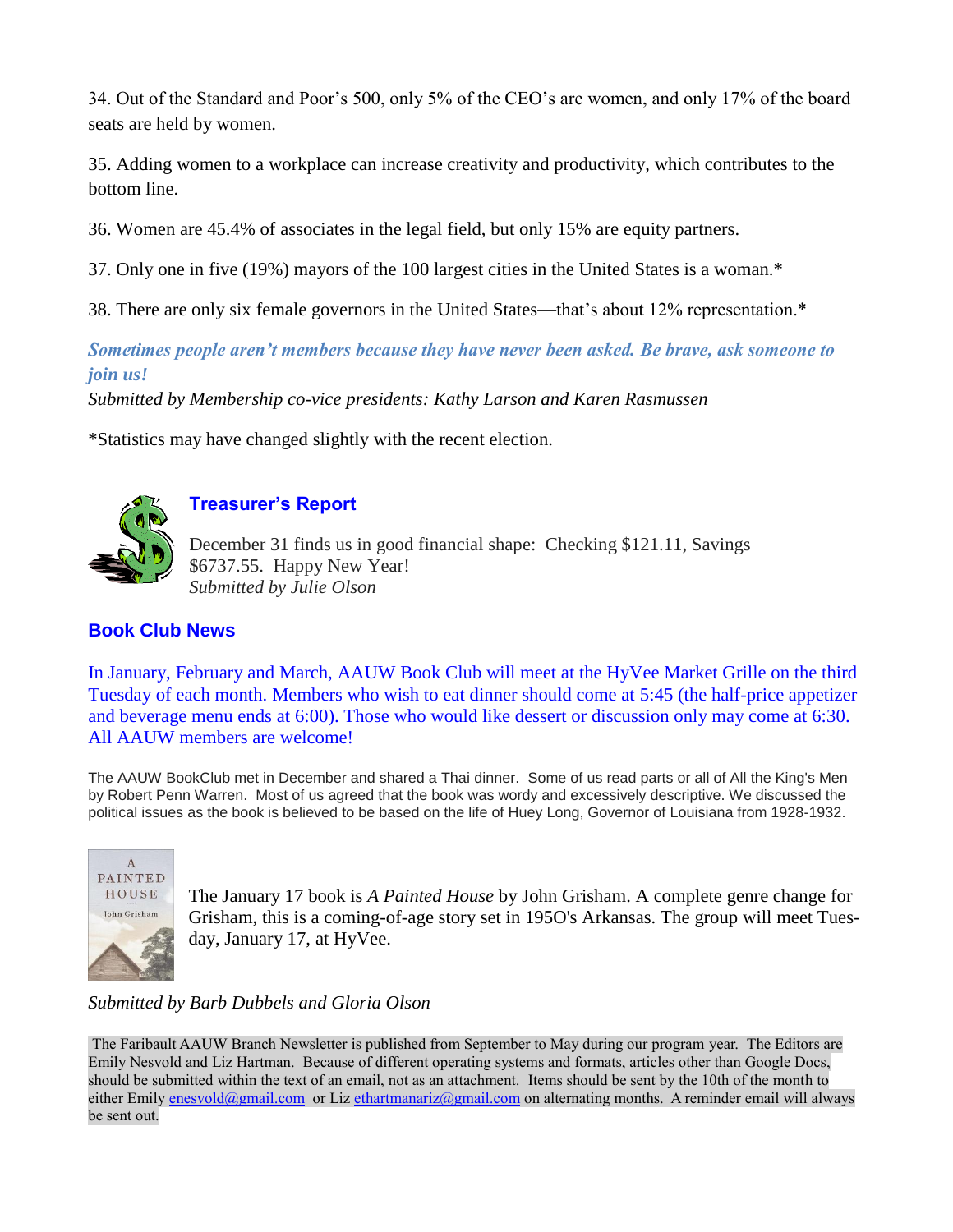34. Out of the Standard and Poor's 500, only 5% of the CEO's are women, and only 17% of the board seats are held by women.

35. Adding women to a workplace can increase creativity and productivity, which contributes to the bottom line.

36. Women are 45.4% of associates in the legal field, but only 15% are equity partners.

37. Only one in five (19%) mayors of the 100 largest cities in the United States is a woman.*

38. There are only six female governors in the United States—that's about 12% representation.*

***Sometimes people aren't members because they have never been asked. Be brave, ask someone to join us!***

*Submitted by Membership co-vice presidents: Kathy Larson and Karen Rasmussen*

*Statistics may have changed slightly with the recent election.

## Treasurer's Report

December 31 finds us in good financial shape: Checking $121.11, Savings $6737.55. Happy New Year!

*Submitted by Julie Olson*

## Book Club News

In January, February and March, AAUW Book Club will meet at the HyVee Market Grille on the third Tuesday of each month. Members who wish to eat dinner should come at 5:45 (the half-price appetizer and beverage menu ends at 6:00). Those who would like dessert or discussion only may come at 6:30. All AAUW members are welcome!

The AAUW BookClub met in December and shared a Thai dinner. Some of us read parts or all of All the King's Men by Robert Penn Warren. Most of us agreed that the book was wordy and excessively descriptive. We discussed the political issues as the book is believed to be based on the life of Huey Long, Governor of Louisiana from 1928-1932.

The January 17 book is *A Painted House* by John Grisham. A complete genre change for Grisham, this is a coming-of-age story set in 195O's Arkansas. The group will meet Tuesday, January 17, at HyVee.

*Submitted by Barb Dubbels and Gloria Olson*

The Faribault AAUW Branch Newsletter is published from September to May during our program year. The Editors are Emily Nesvold and Liz Hartman. Because of different operating systems and formats, articles other than Google Docs, should be submitted within the text of an email, not as an attachment. Items should be sent by the 10th of the month to either Emily enesvold@gmail.com or Liz ethartmanariz@gmail.com on alternating months. A reminder email will always be sent out.